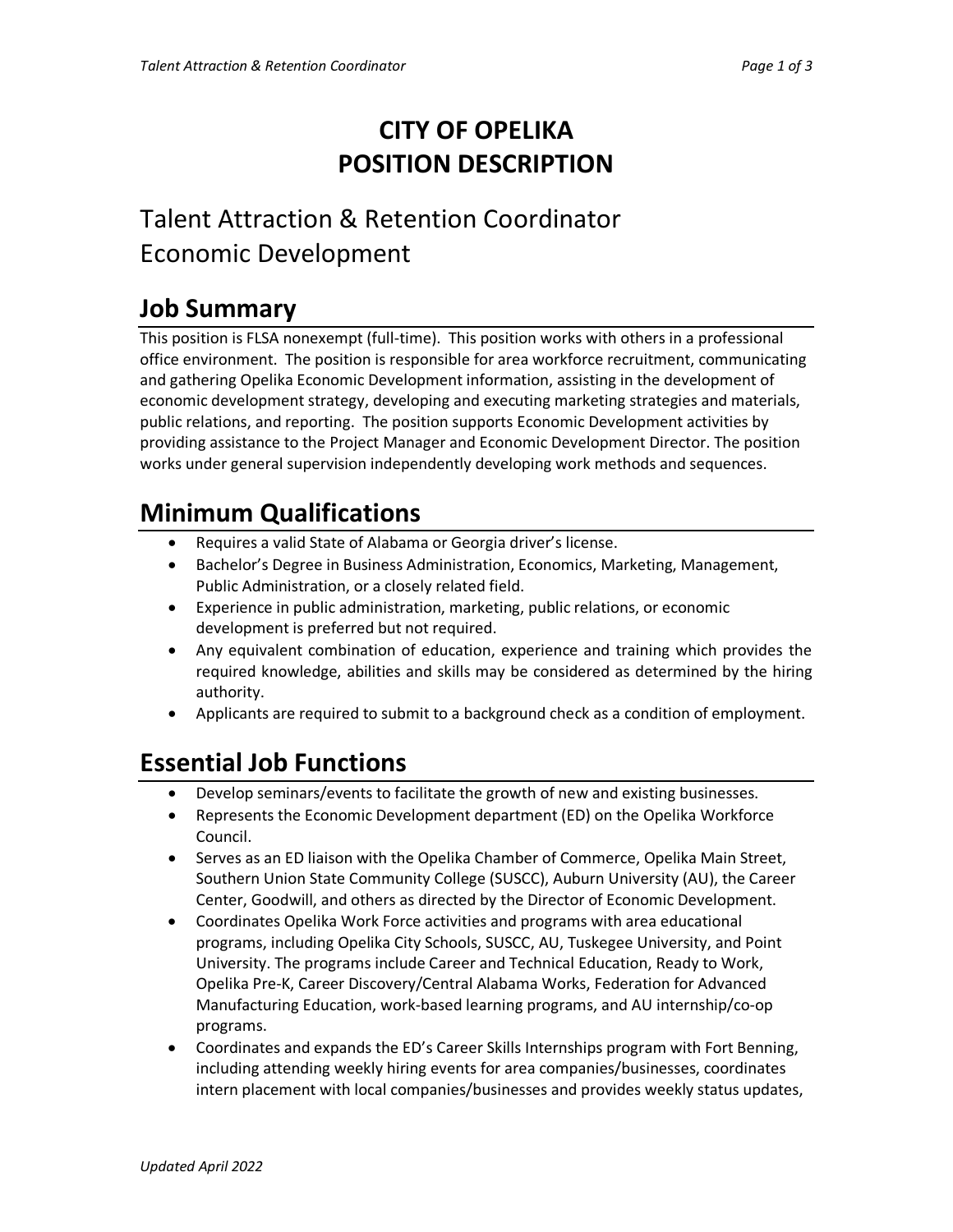# CITY OF OPELIKA
# POSITION DESCRIPTION

## Talent Attraction & Retention Coordinator
## Economic Development

## Job Summary

This position is FLSA nonexempt (full-time). This position works with others in a professional office environment. The position is responsible for area workforce recruitment, communicating and gathering Opelika Economic Development information, assisting in the development of economic development strategy, developing and executing marketing strategies and materials, public relations, and reporting. The position supports Economic Development activities by providing assistance to the Project Manager and Economic Development Director. The position works under general supervision independently developing work methods and sequences.

## Minimum Qualifications

- Requires a valid State of Alabama or Georgia driver's license.
- Bachelor's Degree in Business Administration, Economics, Marketing, Management, Public Administration, or a closely related field.
- Experience in public administration, marketing, public relations, or economic development is preferred but not required.
- Any equivalent combination of education, experience and training which provides the required knowledge, abilities and skills may be considered as determined by the hiring authority.
- Applicants are required to submit to a background check as a condition of employment.

## Essential Job Functions

- Develop seminars/events to facilitate the growth of new and existing businesses.
- Represents the Economic Development department (ED) on the Opelika Workforce Council.
- Serves as an ED liaison with the Opelika Chamber of Commerce, Opelika Main Street, Southern Union State Community College (SUSCC), Auburn University (AU), the Career Center, Goodwill, and others as directed by the Director of Economic Development.
- Coordinates Opelika Work Force activities and programs with area educational programs, including Opelika City Schools, SUSCC, AU, Tuskegee University, and Point University. The programs include Career and Technical Education, Ready to Work, Opelika Pre-K, Career Discovery/Central Alabama Works, Federation for Advanced Manufacturing Education, work-based learning programs, and AU internship/co-op programs.
- Coordinates and expands the ED's Career Skills Internships program with Fort Benning, including attending weekly hiring events for area companies/businesses, coordinates intern placement with local companies/businesses and provides weekly status updates,

*Updated April 2022*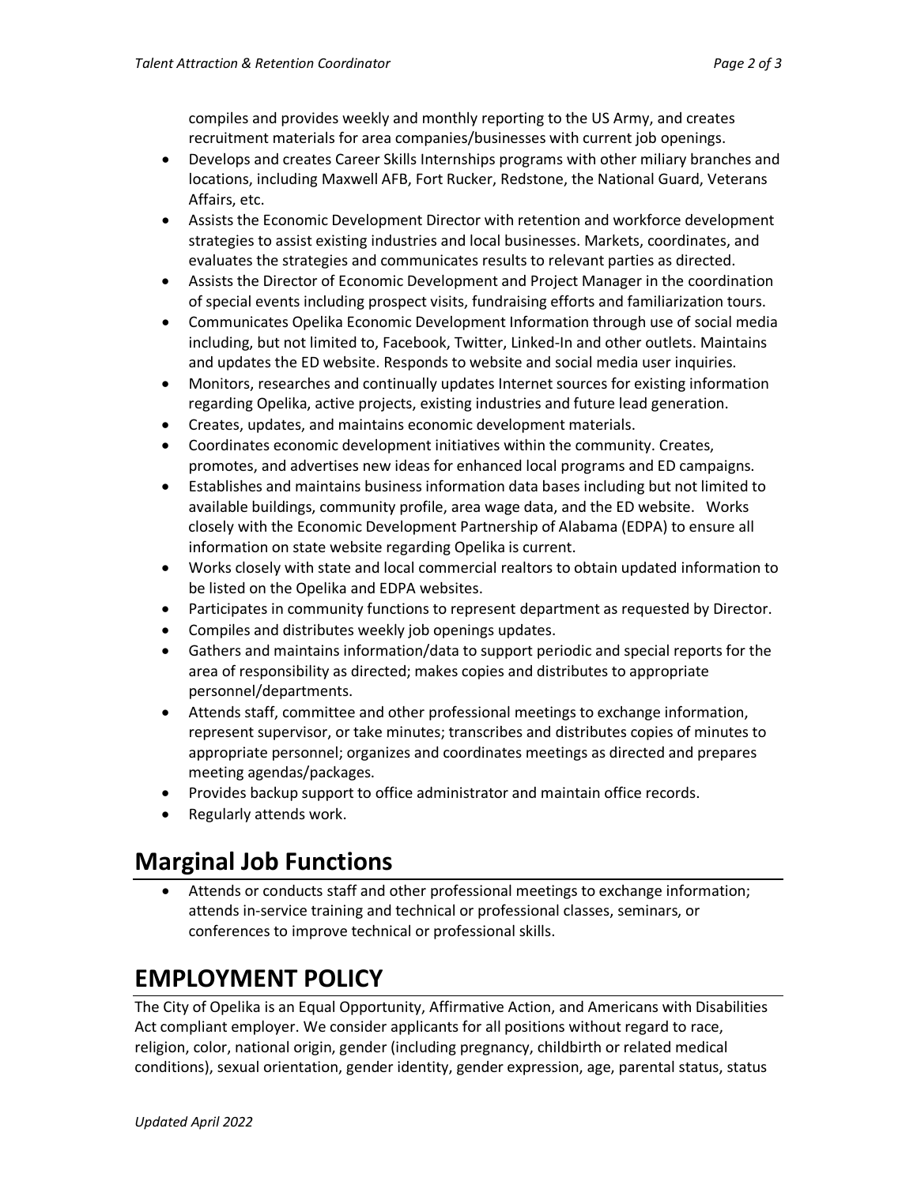compiles and provides weekly and monthly reporting to the US Army, and creates recruitment materials for area companies/businesses with current job openings.

- Develops and creates Career Skills Internships programs with other miliary branches and locations, including Maxwell AFB, Fort Rucker, Redstone, the National Guard, Veterans Affairs, etc.
- Assists the Economic Development Director with retention and workforce development strategies to assist existing industries and local businesses. Markets, coordinates, and evaluates the strategies and communicates results to relevant parties as directed.
- Assists the Director of Economic Development and Project Manager in the coordination of special events including prospect visits, fundraising efforts and familiarization tours.
- Communicates Opelika Economic Development Information through use of social media including, but not limited to, Facebook, Twitter, Linked-In and other outlets. Maintains and updates the ED website. Responds to website and social media user inquiries.
- Monitors, researches and continually updates Internet sources for existing information regarding Opelika, active projects, existing industries and future lead generation.
- Creates, updates, and maintains economic development materials.
- Coordinates economic development initiatives within the community. Creates, promotes, and advertises new ideas for enhanced local programs and ED campaigns.
- Establishes and maintains business information data bases including but not limited to available buildings, community profile, area wage data, and the ED website. Works closely with the Economic Development Partnership of Alabama (EDPA) to ensure all information on state website regarding Opelika is current.
- Works closely with state and local commercial realtors to obtain updated information to be listed on the Opelika and EDPA websites.
- Participates in community functions to represent department as requested by Director.
- Compiles and distributes weekly job openings updates.
- Gathers and maintains information/data to support periodic and special reports for the area of responsibility as directed; makes copies and distributes to appropriate personnel/departments.
- Attends staff, committee and other professional meetings to exchange information, represent supervisor, or take minutes; transcribes and distributes copies of minutes to appropriate personnel; organizes and coordinates meetings as directed and prepares meeting agendas/packages.
- Provides backup support to office administrator and maintain office records.
- Regularly attends work.

## Marginal Job Functions

- Attends or conducts staff and other professional meetings to exchange information; attends in-service training and technical or professional classes, seminars, or conferences to improve technical or professional skills.

## EMPLOYMENT POLICY

The City of Opelika is an Equal Opportunity, Affirmative Action, and Americans with Disabilities Act compliant employer. We consider applicants for all positions without regard to race, religion, color, national origin, gender (including pregnancy, childbirth or related medical conditions), sexual orientation, gender identity, gender expression, age, parental status, status

*Updated April 2022*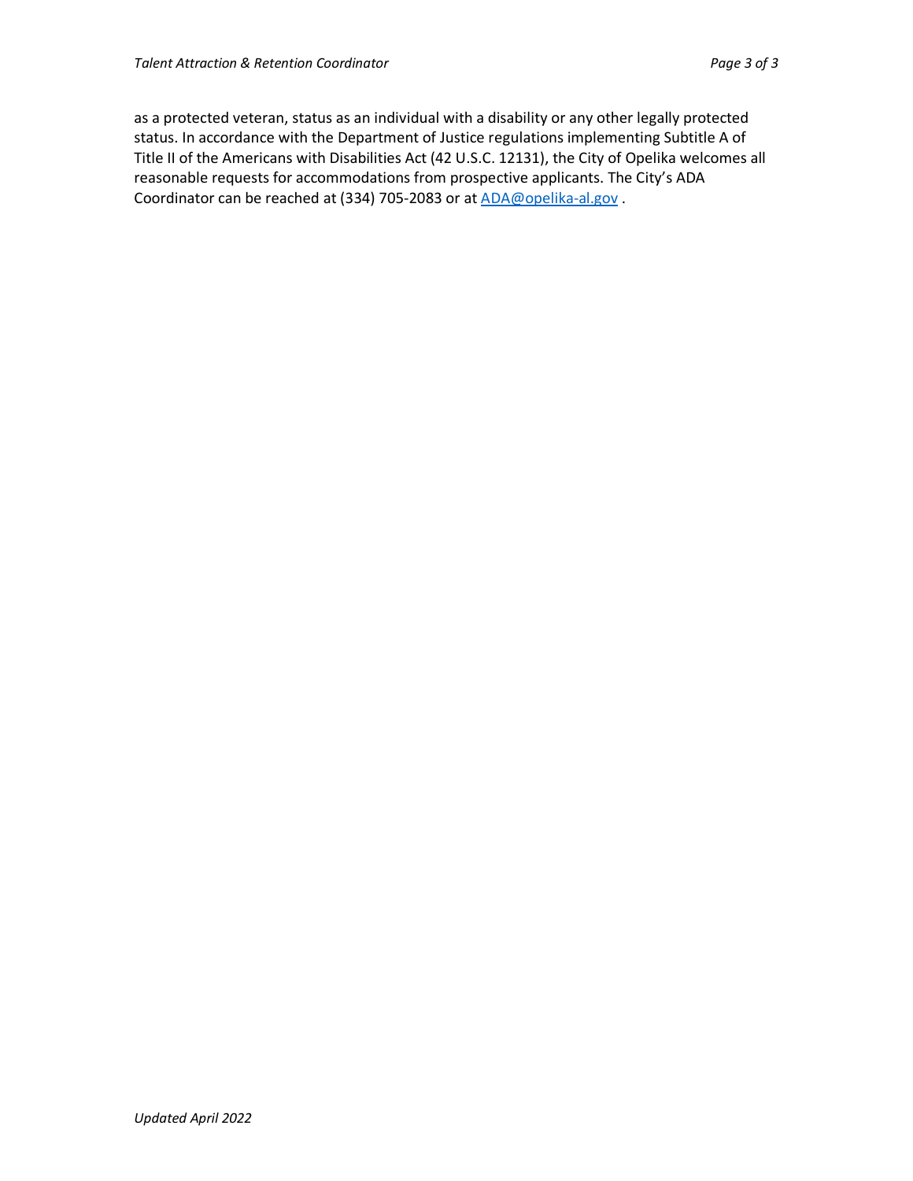as a protected veteran, status as an individual with a disability or any other legally protected status. In accordance with the Department of Justice regulations implementing Subtitle A of Title II of the Americans with Disabilities Act (42 U.S.C. 12131), the City of Opelika welcomes all reasonable requests for accommodations from prospective applicants. The City's ADA Coordinator can be reached at (334) 705-2083 or at [ADA@opelika-al.gov](mailto:ADA@opelika-al.gov) .

*Updated April 2022*